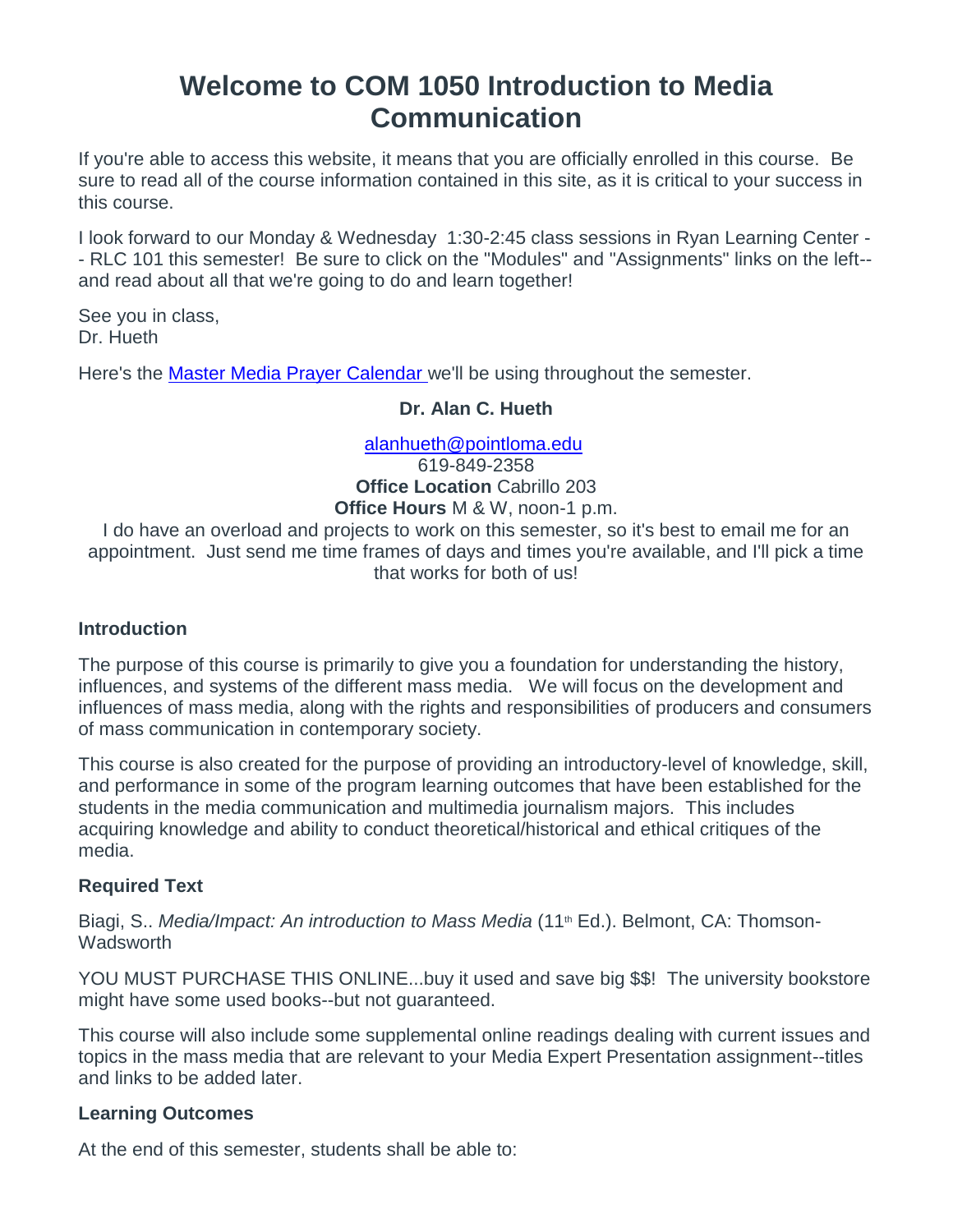# Welcome to COM 1050 Introduction to Media Communication

If you're able to access this website, it means that you are officially enrolled in this course. Be sure to read all of the course information contained in this site, as it is critical to your success in this course.

I look forward to our Monday & Wednesday 1:30-2:45 class sessions in Ryan Learning Center -- RLC 101 this semester! Be sure to click on the "Modules" and "Assignments" links on the left--and read about all that we're going to do and learn together!

See you in class,
Dr. Hueth

Here's the [Master Media Prayer Calendar](#) we'll be using throughout the semester.

**Dr. Alan C. Hueth**

alanhueth@pointloma.edu
619-849-2358
**Office Location** Cabrillo 203
**Office Hours** M & W, noon-1 p.m.
I do have an overload and projects to work on this semester, so it's best to email me for an appointment. Just send me time frames of days and times you're available, and I'll pick a time that works for both of us!

### Introduction

The purpose of this course is primarily to give you a foundation for understanding the history, influences, and systems of the different mass media. We will focus on the development and influences of mass media, along with the rights and responsibilities of producers and consumers of mass communication in contemporary society.

This course is also created for the purpose of providing an introductory-level of knowledge, skill, and performance in some of the program learning outcomes that have been established for the students in the media communication and multimedia journalism majors. This includes acquiring knowledge and ability to conduct theoretical/historical and ethical critiques of the media.

### Required Text

Biagi, S.. *Media/Impact: An introduction to Mass Media* (11th Ed.). Belmont, CA: Thomson-Wadsworth

YOU MUST PURCHASE THIS ONLINE...buy it used and save big $$! The university bookstore might have some used books--but not guaranteed.

This course will also include some supplemental online readings dealing with current issues and topics in the mass media that are relevant to your Media Expert Presentation assignment--titles and links to be added later.

### Learning Outcomes

At the end of this semester, students shall be able to: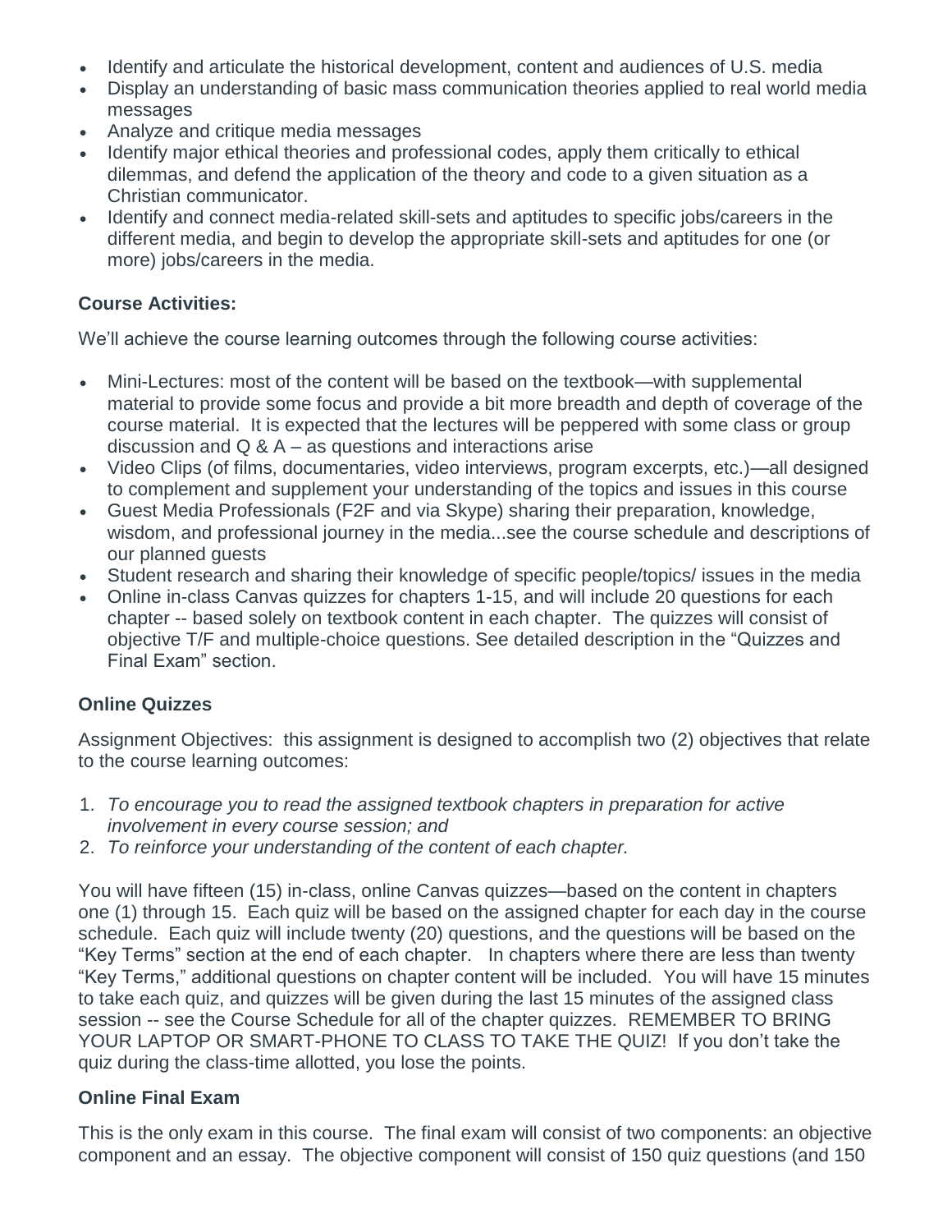- Identify and articulate the historical development, content and audiences of U.S. media
- Display an understanding of basic mass communication theories applied to real world media messages
- Analyze and critique media messages
- Identify major ethical theories and professional codes, apply them critically to ethical dilemmas, and defend the application of the theory and code to a given situation as a Christian communicator.
- Identify and connect media-related skill-sets and aptitudes to specific jobs/careers in the different media, and begin to develop the appropriate skill-sets and aptitudes for one (or more) jobs/careers in the media.

**Course Activities:**

We'll achieve the course learning outcomes through the following course activities:

- Mini-Lectures: most of the content will be based on the textbook—with supplemental material to provide some focus and provide a bit more breadth and depth of coverage of the course material. It is expected that the lectures will be peppered with some class or group discussion and Q & A – as questions and interactions arise
- Video Clips (of films, documentaries, video interviews, program excerpts, etc.)—all designed to complement and supplement your understanding of the topics and issues in this course
- Guest Media Professionals (F2F and via Skype) sharing their preparation, knowledge, wisdom, and professional journey in the media...see the course schedule and descriptions of our planned guests
- Student research and sharing their knowledge of specific people/topics/ issues in the media
- Online in-class Canvas quizzes for chapters 1-15, and will include 20 questions for each chapter -- based solely on textbook content in each chapter. The quizzes will consist of objective T/F and multiple-choice questions. See detailed description in the "Quizzes and Final Exam" section.

**Online Quizzes**

Assignment Objectives: this assignment is designed to accomplish two (2) objectives that relate to the course learning outcomes:

1. *To encourage you to read the assigned textbook chapters in preparation for active involvement in every course session; and*
2. *To reinforce your understanding of the content of each chapter.*

You will have fifteen (15) in-class, online Canvas quizzes—based on the content in chapters one (1) through 15. Each quiz will be based on the assigned chapter for each day in the course schedule. Each quiz will include twenty (20) questions, and the questions will be based on the "Key Terms" section at the end of each chapter. In chapters where there are less than twenty "Key Terms," additional questions on chapter content will be included. You will have 15 minutes to take each quiz, and quizzes will be given during the last 15 minutes of the assigned class session -- see the Course Schedule for all of the chapter quizzes. REMEMBER TO BRING YOUR LAPTOP OR SMART-PHONE TO CLASS TO TAKE THE QUIZ! If you don't take the quiz during the class-time allotted, you lose the points.

**Online Final Exam**

This is the only exam in this course. The final exam will consist of two components: an objective component and an essay. The objective component will consist of 150 quiz questions (and 150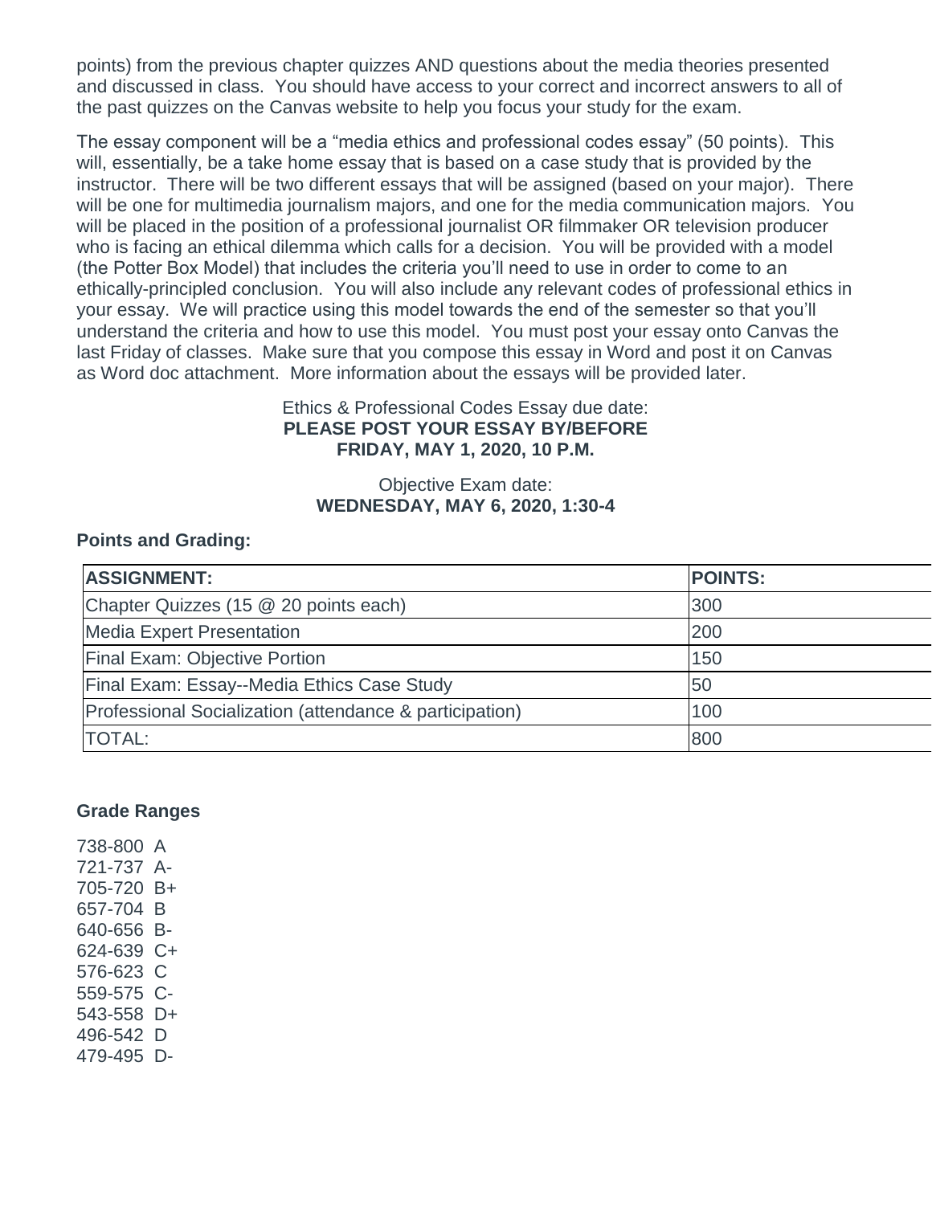points) from the previous chapter quizzes AND questions about the media theories presented and discussed in class. You should have access to your correct and incorrect answers to all of the past quizzes on the Canvas website to help you focus your study for the exam.

The essay component will be a "media ethics and professional codes essay" (50 points). This will, essentially, be a take home essay that is based on a case study that is provided by the instructor. There will be two different essays that will be assigned (based on your major). There will be one for multimedia journalism majors, and one for the media communication majors. You will be placed in the position of a professional journalist OR filmmaker OR television producer who is facing an ethical dilemma which calls for a decision. You will be provided with a model (the Potter Box Model) that includes the criteria you'll need to use in order to come to an ethically-principled conclusion. You will also include any relevant codes of professional ethics in your essay. We will practice using this model towards the end of the semester so that you'll understand the criteria and how to use this model. You must post your essay onto Canvas the last Friday of classes. Make sure that you compose this essay in Word and post it on Canvas as Word doc attachment. More information about the essays will be provided later.

Ethics & Professional Codes Essay due date:
**PLEASE POST YOUR ESSAY BY/BEFORE FRIDAY, MAY 1, 2020, 10 P.M.**

Objective Exam date:
**WEDNESDAY, MAY 6, 2020, 1:30-4**

**Points and Grading:**

| **ASSIGNMENT:** | **POINTS:** |
|---|---|
| Chapter Quizzes (15 @ 20 points each) | 300 |
| Media Expert Presentation | 200 |
| Final Exam: Objective Portion | 150 |
| Final Exam: Essay--Media Ethics Case Study | 50 |
| Professional Socialization (attendance & participation) | 100 |
| TOTAL: | 800 |

**Grade Ranges**

738-800 A
721-737 A-
705-720 B+
657-704 B
640-656 B-
624-639 C+
576-623 C
559-575 C-
543-558 D+
496-542 D
479-495 D-